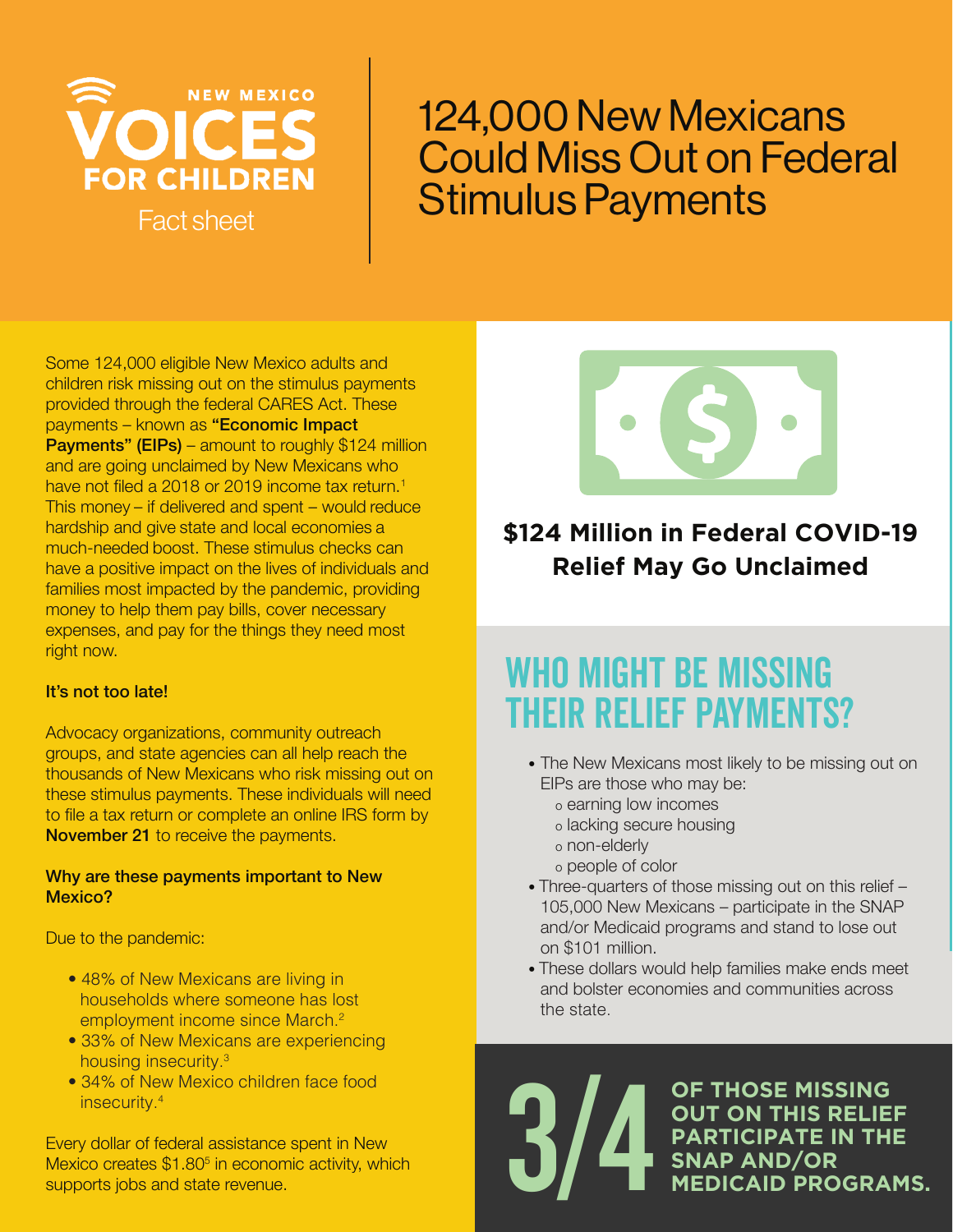NEW MEXICO VOICES FOR CHILDREN

Fact sheet

# 124,000 New Mexicans Could Miss Out on Federal Stimulus Payments

Some 124,000 eligible New Mexico adults and children risk missing out on the stimulus payments provided through the federal CARES Act. These payments – known as **"Economic Impact Payments" (EIPs)** – amount to roughly $124 million and are going unclaimed by New Mexicans who have not filed a 2018 or 2019 income tax return.[1] This money – if delivered and spent – would reduce hardship and give state and local economies a much-needed boost. These stimulus checks can have a positive impact on the lives of individuals and families most impacted by the pandemic, providing money to help them pay bills, cover necessary expenses, and pay for the things they need most right now.

**It's not too late!**

Advocacy organizations, community outreach groups, and state agencies can all help reach the thousands of New Mexicans who risk missing out on these stimulus payments. These individuals will need to file a tax return or complete an online IRS form by **November 21** to receive the payments.

**Why are these payments important to New Mexico?**

Due to the pandemic:

- 48% of New Mexicans are living in households where someone has lost employment income since March.[2]
- 33% of New Mexicans are experiencing housing insecurity.[3]
- 34% of New Mexico children face food insecurity.[4]

Every dollar of federal assistance spent in New Mexico creates $1.80[5] in economic activity, which supports jobs and state revenue.

**$124 Million in Federal COVID-19 Relief May Go Unclaimed**

## WHO MIGHT BE MISSING THEIR RELIEF PAYMENTS?

- The New Mexicans most likely to be missing out on EIPs are those who may be:
  - earning low incomes
  - lacking secure housing
  - non-elderly
  - people of color
- Three-quarters of those missing out on this relief – 105,000 New Mexicans – participate in the SNAP and/or Medicaid programs and stand to lose out on $101 million.
- These dollars would help families make ends meet and bolster economies and communities across the state.

**3/4 OF THOSE MISSING OUT ON THIS RELIEF PARTICIPATE IN THE SNAP AND/OR MEDICAID PROGRAMS.**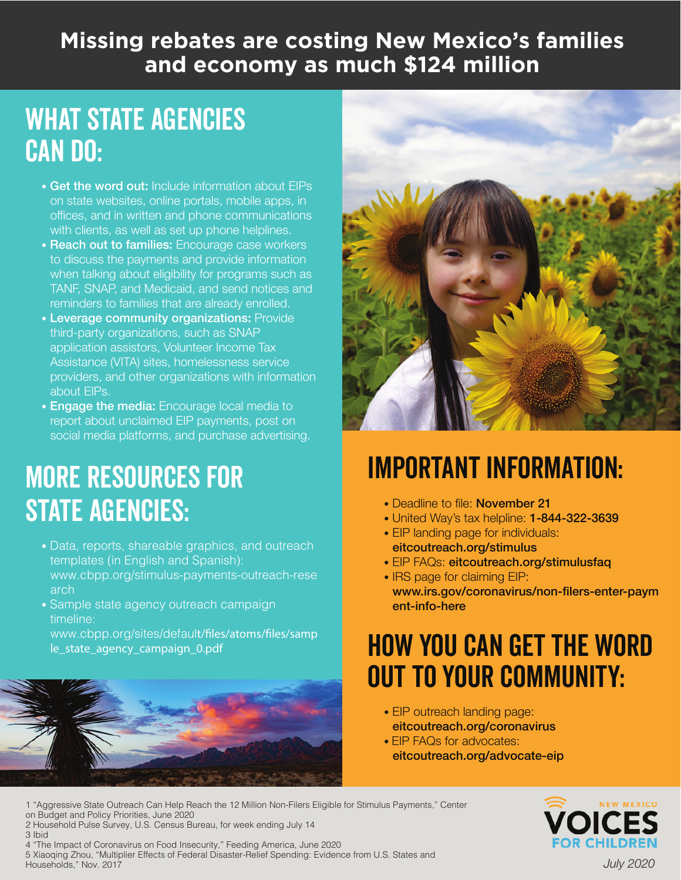# Missing rebates are costing New Mexico's families and economy as much $124 million

## WHAT STATE AGENCIES CAN DO:

- **Get the word out:** Include information about EIPs on state websites, online portals, mobile apps, in offices, and in written and phone communications with clients, as well as set up phone helplines.
- **Reach out to families:** Encourage case workers to discuss the payments and provide information when talking about eligibility for programs such as TANF, SNAP, and Medicaid, and send notices and reminders to families that are already enrolled.
- **Leverage community organizations:** Provide third-party organizations, such as SNAP application assistors, Volunteer Income Tax Assistance (VITA) sites, homelessness service providers, and other organizations with information about EIPs.
- **Engage the media:** Encourage local media to report about unclaimed EIP payments, post on social media platforms, and purchase advertising.

## MORE RESOURCES FOR STATE AGENCIES:

- Data, reports, shareable graphics, and outreach templates (in English and Spanish): www.cbpp.org/stimulus-payments-outreach-research
- Sample state agency outreach campaign timeline: www.cbpp.org/sites/default/files/atoms/files/sample_state_agency_campaign_0.pdf

## IMPORTANT INFORMATION:

- Deadline to file: **November 21**
- United Way's tax helpline: **1-844-322-3639**
- EIP landing page for individuals: **eitcoutreach.org/stimulus**
- EIP FAQs: **eitcoutreach.org/stimulusfaq**
- IRS page for claiming EIP: **www.irs.gov/coronavirus/non-filers-enter-payment-info-here**

## HOW YOU CAN GET THE WORD OUT TO YOUR COMMUNITY:

- EIP outreach landing page: **eitcoutreach.org/coronavirus**
- EIP FAQs for advocates: **eitcoutreach.org/advocate-eip**

1 "Aggressive State Outreach Can Help Reach the 12 Million Non-Filers Eligible for Stimulus Payments," Center on Budget and Policy Priorities, June 2020
2 Household Pulse Survey, U.S. Census Bureau, for week ending July 14
3 Ibid
4 "The Impact of Coronavirus on Food Insecurity," Feeding America, June 2020
5 Xiaoqing Zhou, "Multiplier Effects of Federal Disaster-Relief Spending: Evidence from U.S. States and Households," Nov. 2017

NEW MEXICO VOICES FOR CHILDREN

*July 2020*